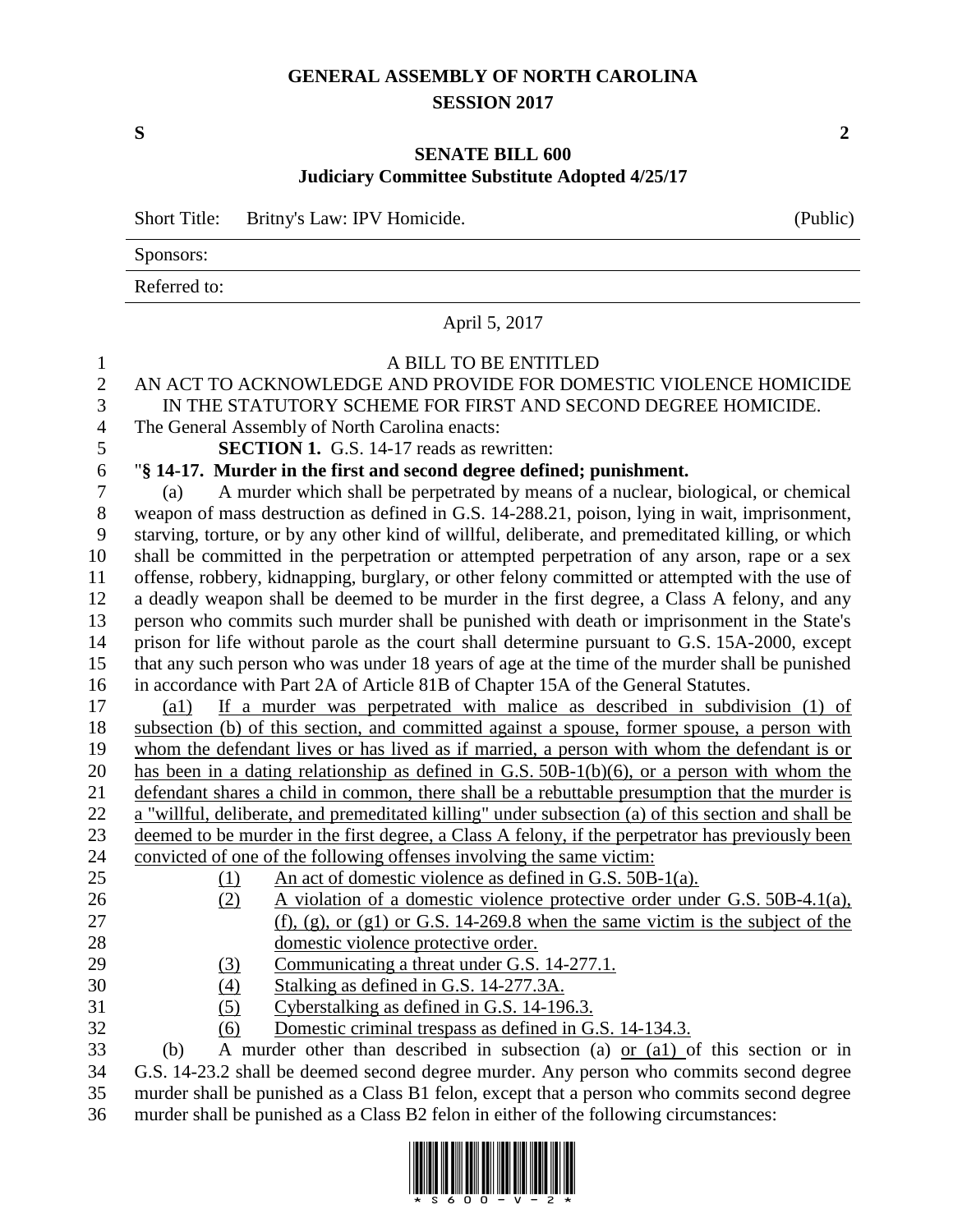# GENERAL ASSEMBLY OF NORTH CAROLINA
## SESSION 2017

**S** **2**

## SENATE BILL 600
### Judiciary Committee Substitute Adopted 4/25/17

Short Title: Britny's Law: IPV Homicide. (Public)

Sponsors:

Referred to:

April 5, 2017

A BILL TO BE ENTITLED

AN ACT TO ACKNOWLEDGE AND PROVIDE FOR DOMESTIC VIOLENCE HOMICIDE IN THE STATUTORY SCHEME FOR FIRST AND SECOND DEGREE HOMICIDE.

The General Assembly of North Carolina enacts:

**SECTION 1.** G.S. 14-17 reads as rewritten:

"**§ 14-17. Murder in the first and second degree defined; punishment.**

(a) A murder which shall be perpetrated by means of a nuclear, biological, or chemical weapon of mass destruction as defined in G.S. 14-288.21, poison, lying in wait, imprisonment, starving, torture, or by any other kind of willful, deliberate, and premeditated killing, or which shall be committed in the perpetration or attempted perpetration of any arson, rape or a sex offense, robbery, kidnapping, burglary, or other felony committed or attempted with the use of a deadly weapon shall be deemed to be murder in the first degree, a Class A felony, and any person who commits such murder shall be punished with death or imprisonment in the State's prison for life without parole as the court shall determine pursuant to G.S. 15A-2000, except that any such person who was under 18 years of age at the time of the murder shall be punished in accordance with Part 2A of Article 81B of Chapter 15A of the General Statutes.

(a1) If a murder was perpetrated with malice as described in subdivision (1) of subsection (b) of this section, and committed against a spouse, former spouse, a person with whom the defendant lives or has lived as if married, a person with whom the defendant is or has been in a dating relationship as defined in G.S. 50B-1(b)(6), or a person with whom the defendant shares a child in common, there shall be a rebuttable presumption that the murder is a "willful, deliberate, and premeditated killing" under subsection (a) of this section and shall be deemed to be murder in the first degree, a Class A felony, if the perpetrator has previously been convicted of one of the following offenses involving the same victim:

(1) An act of domestic violence as defined in G.S. 50B-1(a).

(2) A violation of a domestic violence protective order under G.S. 50B-4.1(a), (f), (g), or (g1) or G.S. 14-269.8 when the same victim is the subject of the domestic violence protective order.

(3) Communicating a threat under G.S. 14-277.1.

(4) Stalking as defined in G.S. 14-277.3A.

(5) Cyberstalking as defined in G.S. 14-196.3.

(6) Domestic criminal trespass as defined in G.S. 14-134.3.

(b) A murder other than described in subsection (a) or (a1) of this section or in G.S. 14-23.2 shall be deemed second degree murder. Any person who commits second degree murder shall be punished as a Class B1 felon, except that a person who commits second degree murder shall be punished as a Class B2 felon in either of the following circumstances: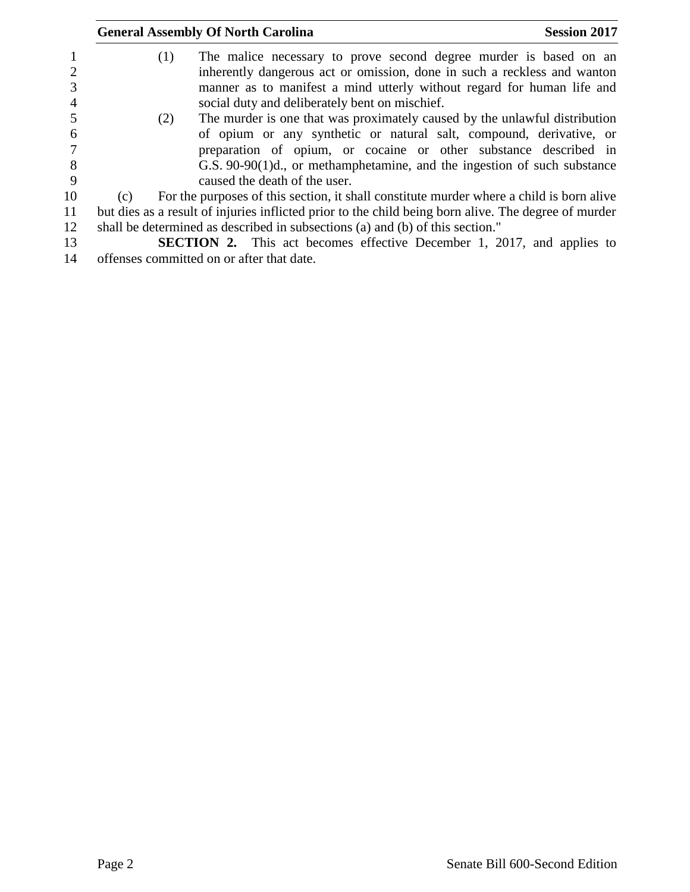(1) The malice necessary to prove second degree murder is based on an inherently dangerous act or omission, done in such a reckless and wanton manner as to manifest a mind utterly without regard for human life and social duty and deliberately bent on mischief.

(2) The murder is one that was proximately caused by the unlawful distribution of opium or any synthetic or natural salt, compound, derivative, or preparation of opium, or cocaine or other substance described in G.S. 90-90(1)d., or methamphetamine, and the ingestion of such substance caused the death of the user.

(c) For the purposes of this section, it shall constitute murder where a child is born alive but dies as a result of injuries inflicted prior to the child being born alive. The degree of murder shall be determined as described in subsections (a) and (b) of this section."

**SECTION 2.** This act becomes effective December 1, 2017, and applies to offenses committed on or after that date.